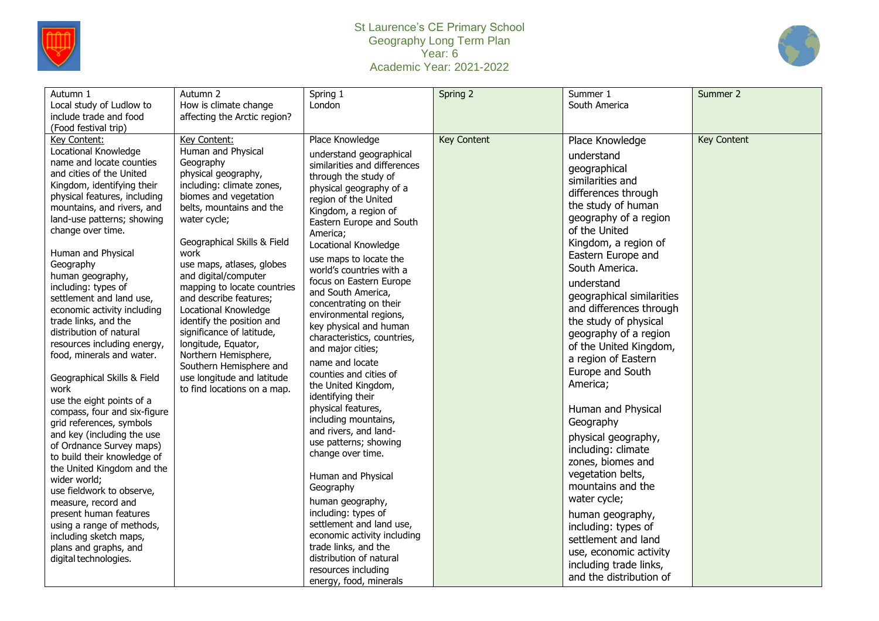# St Laurence's CE Primary School
## Geography Long Term Plan
### Year: 6
### Academic Year: 2021-2022

| Autumn 1<br>Local study of Ludlow to include trade and food (Food festival trip) | Autumn 2<br>How is climate change affecting the Arctic region? | Spring 1<br>London | Spring 2 | Summer 1<br>South America | Summer 2 |
|---|---|---|---|---|---|
| Key Content:<br>Locational Knowledge<br>name and locate counties and cities of the United Kingdom, identifying their physical features, including mountains, and rivers, and land-use patterns; showing change over time.<br><br>Human and Physical Geography<br>human geography, including: types of settlement and land use, economic activity including trade links, and the distribution of natural resources including energy, food, minerals and water.<br><br>Geographical Skills & Field work<br>use the eight points of a compass, four and six-figure grid references, symbols and key (including the use of Ordnance Survey maps) to build their knowledge of the United Kingdom and the wider world;<br>use fieldwork to observe, measure, record and present human features using a range of methods, including sketch maps, plans and graphs, and digital technologies. | Key Content:<br>Human and Physical Geography<br>physical geography, including: climate zones, biomes and vegetation belts, mountains and the water cycle;<br><br>Geographical Skills & Field work<br>use maps, atlases, globes and digital/computer mapping to locate countries and describe features;<br>Locational Knowledge<br>identify the position and significance of latitude, longitude, Equator, Northern Hemisphere, Southern Hemisphere and use longitude and latitude to find locations on a map. | Place Knowledge<br>understand geographical similarities and differences through the study of physical geography of a region of the United Kingdom, a region of Eastern Europe and South America;<br>Locational Knowledge<br>use maps to locate the world's countries with a focus on Eastern Europe and South America, concentrating on their environmental regions, key physical and human characteristics, countries, and major cities;<br>name and locate counties and cities of the United Kingdom, identifying their physical features, including mountains, and rivers, and land-use patterns; showing change over time.<br><br>Human and Physical Geography<br>human geography, including: types of settlement and land use, economic activity including trade links, and the distribution of natural resources including energy, food, minerals | Key Content | Place Knowledge<br>understand geographical similarities and differences through the study of human geography of a region of the United Kingdom, a region of Eastern Europe and South America.<br>understand geographical similarities and differences through the study of physical geography of a region of the United Kingdom, a region of Eastern Europe and South America;<br><br>Human and Physical Geography<br>physical geography, including: climate zones, biomes and vegetation belts, mountains and the water cycle;<br>human geography, including: types of settlement and land use, economic activity including trade links, and the distribution of | Key Content |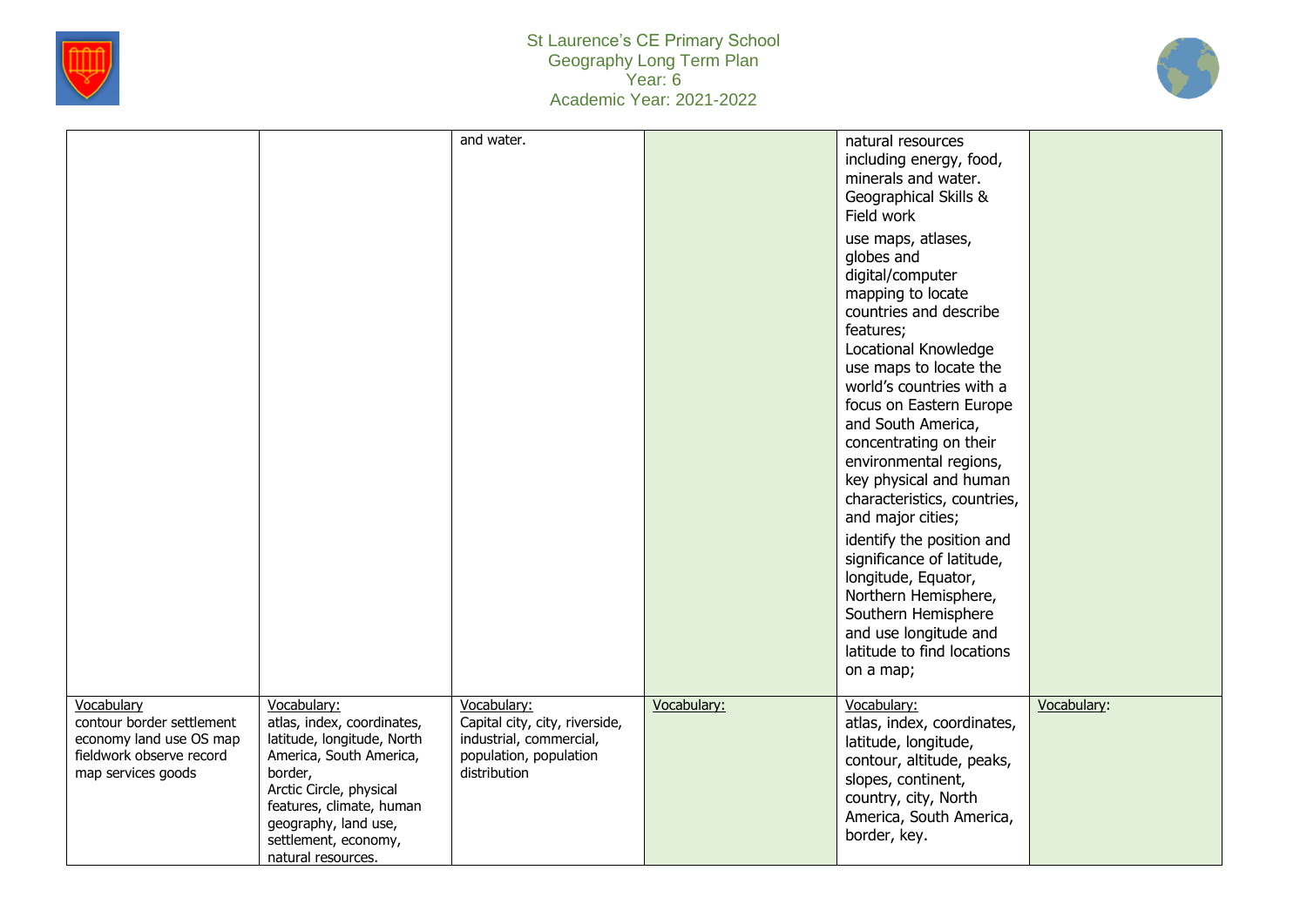| | | | | | |
|---|---|---|---|---|---|
| | | and water. | | natural resources including energy, food, minerals and water. Geographical Skills & Field work<br><br>use maps, atlases, globes and digital/computer mapping to locate countries and describe features;<br>Locational Knowledge use maps to locate the world's countries with a focus on Eastern Europe and South America, concentrating on their environmental regions, key physical and human characteristics, countries, and major cities;<br><br>identify the position and significance of latitude, longitude, Equator, Northern Hemisphere, Southern Hemisphere and use longitude and latitude to find locations on a map; | |
| Vocabulary<br>contour border settlement economy land use OS map fieldwork observe record map services goods | Vocabulary:<br>atlas, index, coordinates, latitude, longitude, North America, South America, border,<br>Arctic Circle, physical features, climate, human geography, land use, settlement, economy, natural resources. | Vocabulary:<br>Capital city, city, riverside, industrial, commercial, population, population distribution | Vocabulary: | Vocabulary:<br>atlas, index, coordinates, latitude, longitude, contour, altitude, peaks, slopes, continent, country, city, North America, South America, border, key. | Vocabulary: |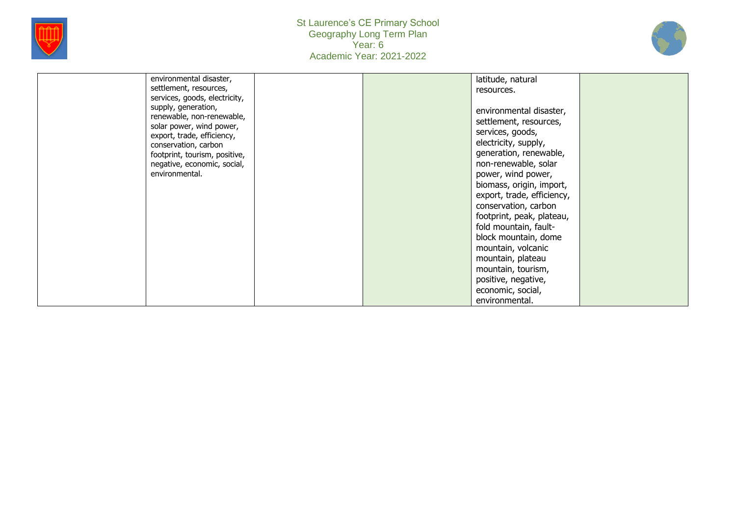| | | | | | |
|---|---|---|---|---|---|
| | environmental disaster, settlement, resources, services, goods, electricity, supply, generation, renewable, non-renewable, solar power, wind power, export, trade, efficiency, conservation, carbon footprint, tourism, positive, negative, economic, social, environmental. | | | latitude, natural resources.<br><br>environmental disaster, settlement, resources, services, goods, electricity, supply, generation, renewable, non-renewable, solar power, wind power, biomass, origin, import, export, trade, efficiency, conservation, carbon footprint, peak, plateau, fold mountain, fault-block mountain, dome mountain, volcanic mountain, plateau mountain, tourism, positive, negative, economic, social, environmental. | |